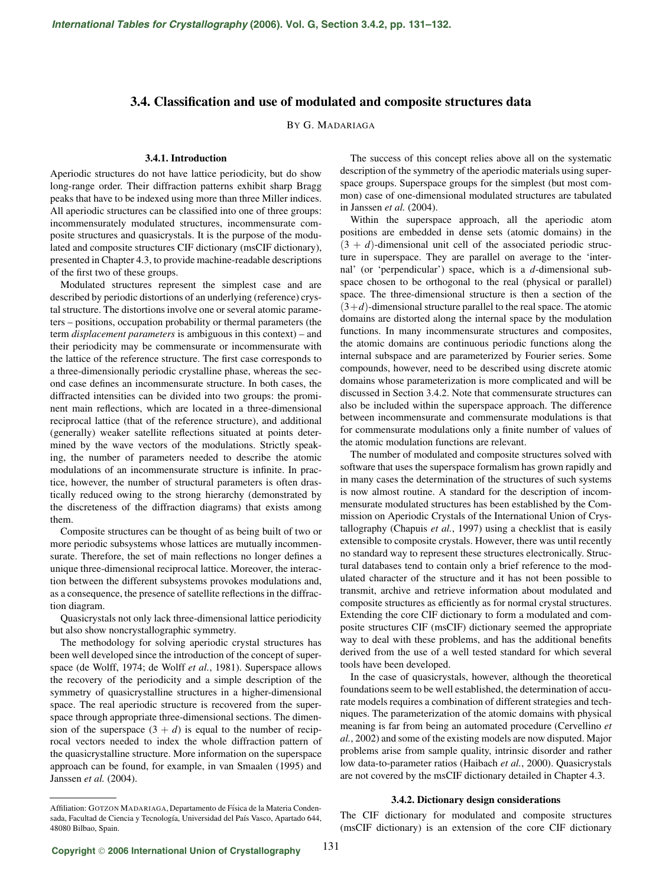# 3.4. Classification and use of modulated and composite structures data

By G. Madariaga

### 3.4.1. Introduction

Aperiodic structures do not have lattice periodicity, but do show long-range order. Their diffraction patterns exhibit sharp Bragg peaks that have to be indexed using more than three Miller indices. All aperiodic structures can be classified into one of three groups: incommensurately modulated structures, incommensurate composite structures and quasicrystals. It is the purpose of the modulated and composite structures CIF dictionary (msCIF dictionary), presented in Chapter 4.3, to provide machine-readable descriptions of the first two of these groups.

Modulated structures represent the simplest case and are described by periodic distortions of an underlying (reference) crystal structure. The distortions involve one or several atomic parameters – positions, occupation probability or thermal parameters (the term *displacement parameters* is ambiguous in this context) – and their periodicity may be commensurate or incommensurate with the lattice of the reference structure. The first case corresponds to a three-dimensionally periodic crystalline phase, whereas the second case defines an incommensurate structure. In both cases, the diffracted intensities can be divided into two groups: the prominent main reflections, which are located in a three-dimensional reciprocal lattice (that of the reference structure), and additional (generally) weaker satellite reflections situated at points determined by the wave vectors of the modulations. Strictly speaking, the number of parameters needed to describe the atomic modulations of an incommensurate structure is infinite. In practice, however, the number of structural parameters is often drastically reduced owing to the strong hierarchy (demonstrated by the discreteness of the diffraction diagrams) that exists among them.

Composite structures can be thought of as being built of two or more periodic subsystems whose lattices are mutually incommensurate. Therefore, the set of main reflections no longer defines a unique three-dimensional reciprocal lattice. Moreover, the interaction between the different subsystems provokes modulations and, as a consequence, the presence of satellite reflections in the diffraction diagram.

Quasicrystals not only lack three-dimensional lattice periodicity but also show noncrystallographic symmetry.

The methodology for solving aperiodic crystal structures has been well developed since the introduction of the concept of superspace (de Wolff, 1974; de Wolff *et al.*, 1981). Superspace allows the recovery of the periodicity and a simple description of the symmetry of quasicrystalline structures in a higher-dimensional space. The real aperiodic structure is recovered from the superspace through appropriate three-dimensional sections. The dimension of the superspace $(3 + d)$ is equal to the number of reciprocal vectors needed to index the whole diffraction pattern of the quasicrystalline structure. More information on the superspace approach can be found, for example, in van Smaalen (1995) and Janssen *et al.* (2004).

The success of this concept relies above all on the systematic description of the symmetry of the aperiodic materials using superspace groups. Superspace groups for the simplest (but most common) case of one-dimensional modulated structures are tabulated in Janssen *et al.* (2004).

Within the superspace approach, all the aperiodic atom positions are embedded in dense sets (atomic domains) in the $(3 + d)$-dimensional unit cell of the associated periodic structure in superspace. They are parallel on average to the 'internal' (or 'perpendicular') space, which is a $d$-dimensional subspace chosen to be orthogonal to the real (physical or parallel) space. The three-dimensional structure is then a section of the $(3+d)$-dimensional structure parallel to the real space. The atomic domains are distorted along the internal space by the modulation functions. In many incommensurate structures and composites, the atomic domains are continuous periodic functions along the internal subspace and are parameterized by Fourier series. Some compounds, however, need to be described using discrete atomic domains whose parameterization is more complicated and will be discussed in Section 3.4.2. Note that commensurate structures can also be included within the superspace approach. The difference between incommensurate and commensurate modulations is that for commensurate modulations only a finite number of values of the atomic modulation functions are relevant.

The number of modulated and composite structures solved with software that uses the superspace formalism has grown rapidly and in many cases the determination of the structures of such systems is now almost routine. A standard for the description of incommensurate modulated structures has been established by the Commission on Aperiodic Crystals of the International Union of Crystallography (Chapuis *et al.*, 1997) using a checklist that is easily extensible to composite crystals. However, there was until recently no standard way to represent these structures electronically. Structural databases tend to contain only a brief reference to the modulated character of the structure and it has not been possible to transmit, archive and retrieve information about modulated and composite structures as efficiently as for normal crystal structures. Extending the core CIF dictionary to form a modulated and composite structures CIF (msCIF) dictionary seemed the appropriate way to deal with these problems, and has the additional benefits derived from the use of a well tested standard for which several tools have been developed.

In the case of quasicrystals, however, although the theoretical foundations seem to be well established, the determination of accurate models requires a combination of different strategies and techniques. The parameterization of the atomic domains with physical meaning is far from being an automated procedure (Cervellino *et al.*, 2002) and some of the existing models are now disputed. Major problems arise from sample quality, intrinsic disorder and rather low data-to-parameter ratios (Haibach *et al.*, 2000). Quasicrystals are not covered by the msCIF dictionary detailed in Chapter 4.3.

### 3.4.2. Dictionary design considerations

The CIF dictionary for modulated and composite structures (msCIF dictionary) is an extension of the core CIF dictionary

Affiliation: Gotzon Madariaga, Departamento de Física de la Materia Condensada, Facultad de Ciencia y Tecnología, Universidad del País Vasco, Apartado 644, 48080 Bilbao, Spain.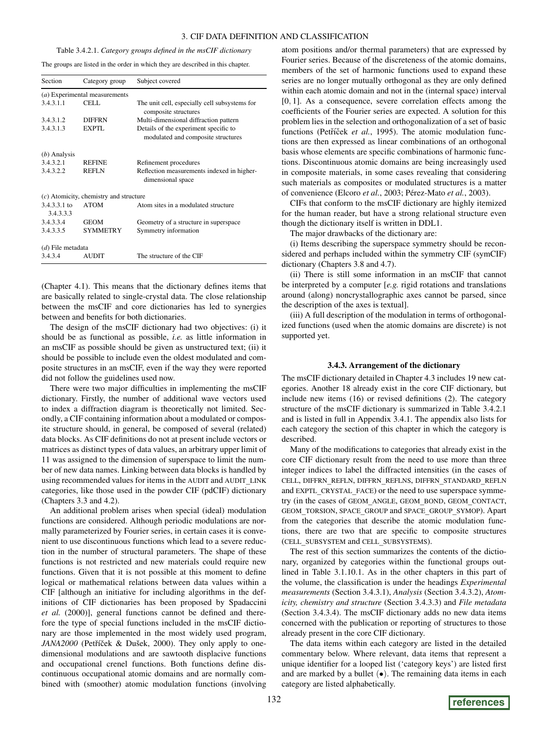Table 3.4.2.1. *Category groups defined in the msCIF dictionary*

The groups are listed in the order in which they are described in this chapter.

| Section | Category group | Subject covered |
|---|---|---|
| (*a*) Experimental measurements | | |
| 3.4.3.1.1 | CELL | The unit cell, especially cell subsystems for composite structures |
| 3.4.3.1.2 | DIFFRN | Multi-dimensional diffraction pattern |
| 3.4.3.1.3 | EXPTL | Details of the experiment specific to modulated and composite structures |
| (*b*) Analysis | | |
| 3.4.3.2.1 | REFINE | Refinement procedures |
| 3.4.3.2.2 | REFLN | Reflection measurements indexed in higher-dimensional space |
| (*c*) Atomicity, chemistry and structure | | |
| 3.4.3.3.1 to 3.4.3.3.3 | ATOM | Atom sites in a modulated structure |
| 3.4.3.3.4 | GEOM | Geometry of a structure in superspace |
| 3.4.3.3.5 | SYMMETRY | Symmetry information |
| (*d*) File metadata | | |
| 3.4.3.4 | AUDIT | The structure of the CIF |

(Chapter 4.1). This means that the dictionary defines items that are basically related to single-crystal data. The close relationship between the msCIF and core dictionaries has led to synergies between and benefits for both dictionaries.

The design of the msCIF dictionary had two objectives: (i) it should be as functional as possible, *i.e.* as little information in an msCIF as possible should be given as unstructured text; (ii) it should be possible to include even the oldest modulated and composite structures in an msCIF, even if the way they were reported did not follow the guidelines used now.

There were two major difficulties in implementing the msCIF dictionary. Firstly, the number of additional wave vectors used to index a diffraction diagram is theoretically not limited. Secondly, a CIF containing information about a modulated or composite structure should, in general, be composed of several (related) data blocks. As CIF definitions do not at present include vectors or matrices as distinct types of data values, an arbitrary upper limit of 11 was assigned to the dimension of superspace to limit the number of new data names. Linking between data blocks is handled by using recommended values for items in the AUDIT and AUDIT_LINK categories, like those used in the powder CIF (pdCIF) dictionary (Chapters 3.3 and 4.2).

An additional problem arises when special (ideal) modulation functions are considered. Although periodic modulations are normally parameterized by Fourier series, in certain cases it is convenient to use discontinuous functions which lead to a severe reduction in the number of structural parameters. The shape of these functions is not restricted and new materials could require new functions. Given that it is not possible at this moment to define logical or mathematical relations between data values within a CIF [although an initiative for including algorithms in the definitions of CIF dictionaries has been proposed by Spadaccini *et al.* (2000)], general functions cannot be defined and therefore the type of special functions included in the msCIF dictionary are those implemented in the most widely used program, *JANA2000* (Petříček & Dušek, 2000). They only apply to one-dimensional modulations and are sawtooth displacive functions and occupational crenel functions. Both functions define discontinuous occupational atomic domains and are normally combined with (smoother) atomic modulation functions (involving atom positions and/or thermal parameters) that are expressed by Fourier series. Because of the discreteness of the atomic domains, members of the set of harmonic functions used to expand these series are no longer mutually orthogonal as they are only defined within each atomic domain and not in the (internal space) interval $[0, 1]$. As a consequence, severe correlation effects among the coefficients of the Fourier series are expected. A solution for this problem lies in the selection and orthogonalization of a set of basic functions (Petříček *et al.*, 1995). The atomic modulation functions are then expressed as linear combinations of an orthogonal basis whose elements are specific combinations of harmonic functions. Discontinuous atomic domains are being increasingly used in composite materials, in some cases revealing that considering such materials as composites or modulated structures is a matter of convenience (Elcoro *et al.*, 2003; Pérez-Mato *et al.*, 2003).

CIFs that conform to the msCIF dictionary are highly itemized for the human reader, but have a strong relational structure even though the dictionary itself is written in DDL1.

The major drawbacks of the dictionary are:

(i) Items describing the superspace symmetry should be reconsidered and perhaps included within the symmetry CIF (symCIF) dictionary (Chapters 3.8 and 4.7).

(ii) There is still some information in an msCIF that cannot be interpreted by a computer [*e.g.* rigid rotations and translations around (along) noncrystallographic axes cannot be parsed, since the description of the axes is textual].

(iii) A full description of the modulation in terms of orthogonalized functions (used when the atomic domains are discrete) is not supported yet.

### 3.4.3. Arrangement of the dictionary

The msCIF dictionary detailed in Chapter 4.3 includes 19 new categories. Another 18 already exist in the core CIF dictionary, but include new items (16) or revised definitions (2). The category structure of the msCIF dictionary is summarized in Table 3.4.2.1 and is listed in full in Appendix 3.4.1. The appendix also lists for each category the section of this chapter in which the category is described.

Many of the modifications to categories that already exist in the core CIF dictionary result from the need to use more than three integer indices to label the diffracted intensities (in the cases of CELL, DIFFRN_REFLN, DIFFRN_REFLNS, DIFFRN_STANDARD_REFLN and EXPTL_CRYSTAL_FACE) or the need to use superspace symmetry (in the cases of GEOM_ANGLE, GEOM_BOND, GEOM_CONTACT, GEOM_TORSION, SPACE_GROUP and SPACE_GROUP_SYMOP). Apart from the categories that describe the atomic modulation functions, there are two that are specific to composite structures (CELL_SUBSYSTEM and CELL_SUBSYSTEMS).

The rest of this section summarizes the contents of the dictionary, organized by categories within the functional groups outlined in Table 3.1.10.1. As in the other chapters in this part of the volume, the classification is under the headings *Experimental measurements* (Section 3.4.3.1), *Analysis* (Section 3.4.3.2), *Atomicity, chemistry and structure* (Section 3.4.3.3) and *File metadata* (Section 3.4.3.4). The msCIF dictionary adds no new data items concerned with the publication or reporting of structures to those already present in the core CIF dictionary.

The data items within each category are listed in the detailed commentary below. Where relevant, data items that represent a unique identifier for a looped list ('category keys') are listed first and are marked by a bullet (•). The remaining data items in each category are listed alphabetically.